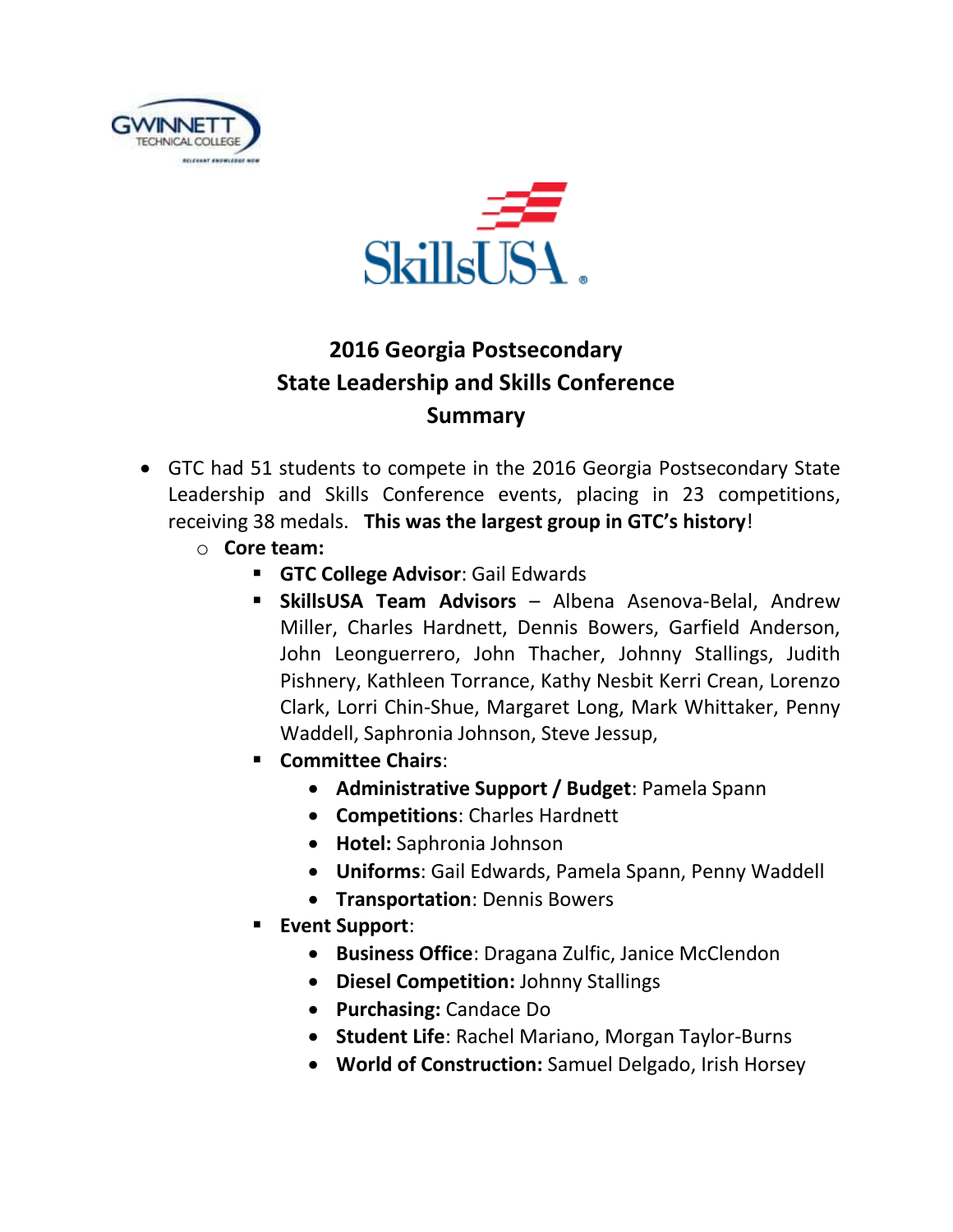# 2016 Georgia Postsecondary State Leadership and Skills Conference Summary

- GTC had 51 students to compete in the 2016 Georgia Postsecondary State Leadership and Skills Conference events, placing in 23 competitions, receiving 38 medals. **This was the largest group in GTC's history**!
  - **Core team:**
    - **GTC College Advisor**: Gail Edwards
    - **SkillsUSA Team Advisors** – Albena Asenova-Belal, Andrew Miller, Charles Hardnett, Dennis Bowers, Garfield Anderson, John Leonguerrero, John Thacher, Johnny Stallings, Judith Pishnery, Kathleen Torrance, Kathy Nesbit Kerri Crean, Lorenzo Clark, Lorri Chin-Shue, Margaret Long, Mark Whittaker, Penny Waddell, Saphronia Johnson, Steve Jessup,
    - **Committee Chairs**:
      - **Administrative Support / Budget**: Pamela Spann
      - **Competitions**: Charles Hardnett
      - **Hotel:** Saphronia Johnson
      - **Uniforms**: Gail Edwards, Pamela Spann, Penny Waddell
      - **Transportation**: Dennis Bowers
    - **Event Support**:
      - **Business Office**: Dragana Zulfic, Janice McClendon
      - **Diesel Competition:** Johnny Stallings
      - **Purchasing:** Candace Do
      - **Student Life**: Rachel Mariano, Morgan Taylor-Burns
      - **World of Construction:** Samuel Delgado, Irish Horsey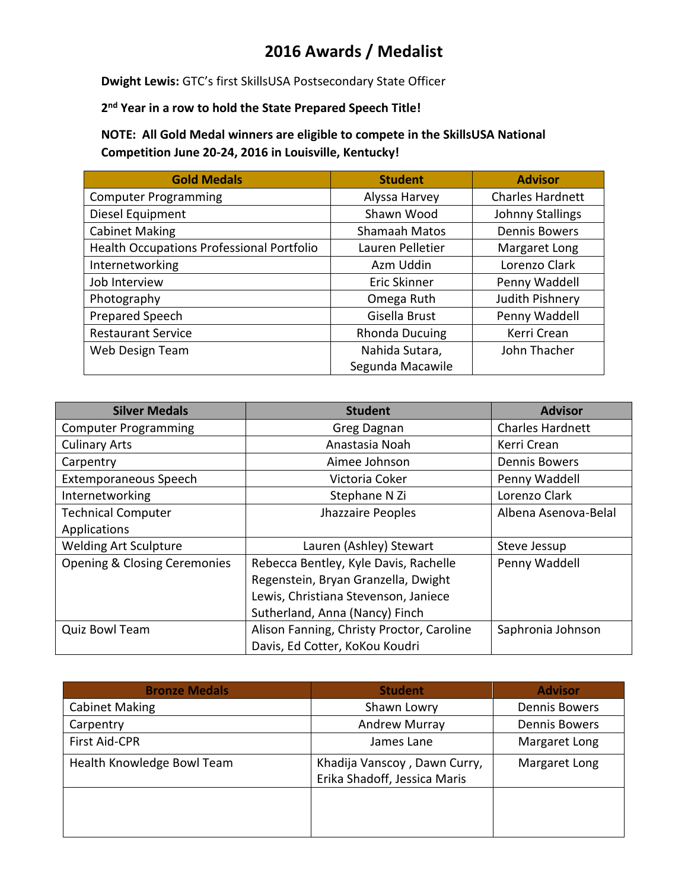# 2016 Awards / Medalist

**Dwight Lewis:** GTC's first SkillsUSA Postsecondary State Officer

**2nd Year in a row to hold the State Prepared Speech Title!**

**NOTE: All Gold Medal winners are eligible to compete in the SkillsUSA National Competition June 20-24, 2016 in Louisville, Kentucky!**

| Gold Medals | Student | Advisor |
|---|---|---|
| Computer Programming | Alyssa Harvey | Charles Hardnett |
| Diesel Equipment | Shawn Wood | Johnny Stallings |
| Cabinet Making | Shamaah Matos | Dennis Bowers |
| Health Occupations Professional Portfolio | Lauren Pelletier | Margaret Long |
| Internetworking | Azm Uddin | Lorenzo Clark |
| Job Interview | Eric Skinner | Penny Waddell |
| Photography | Omega Ruth | Judith Pishnery |
| Prepared Speech | Gisella Brust | Penny Waddell |
| Restaurant Service | Rhonda Ducuing | Kerri Crean |
| Web Design Team | Nahida Sutara, Segunda Macawile | John Thacher |

| Silver Medals | Student | Advisor |
|---|---|---|
| Computer Programming | Greg Dagnan | Charles Hardnett |
| Culinary Arts | Anastasia Noah | Kerri Crean |
| Carpentry | Aimee Johnson | Dennis Bowers |
| Extemporaneous Speech | Victoria Coker | Penny Waddell |
| Internetworking | Stephane N Zi | Lorenzo Clark |
| Technical Computer Applications | Jhazzaire Peoples | Albena Asenova-Belal |
| Welding Art Sculpture | Lauren (Ashley) Stewart | Steve Jessup |
| Opening & Closing Ceremonies | Rebecca Bentley, Kyle Davis, Rachelle Regenstein, Bryan Granzella, Dwight Lewis, Christiana Stevenson, Janiece Sutherland, Anna (Nancy) Finch | Penny Waddell |
| Quiz Bowl Team | Alison Fanning, Christy Proctor, Caroline Davis, Ed Cotter, KoKou Koudri | Saphronia Johnson |

| Bronze Medals | Student | Advisor |
|---|---|---|
| Cabinet Making | Shawn Lowry | Dennis Bowers |
| Carpentry | Andrew Murray | Dennis Bowers |
| First Aid-CPR | James Lane | Margaret Long |
| Health Knowledge Bowl Team | Khadija Vanscoy , Dawn Curry, Erika Shadoff, Jessica Maris | Margaret Long |
| | | |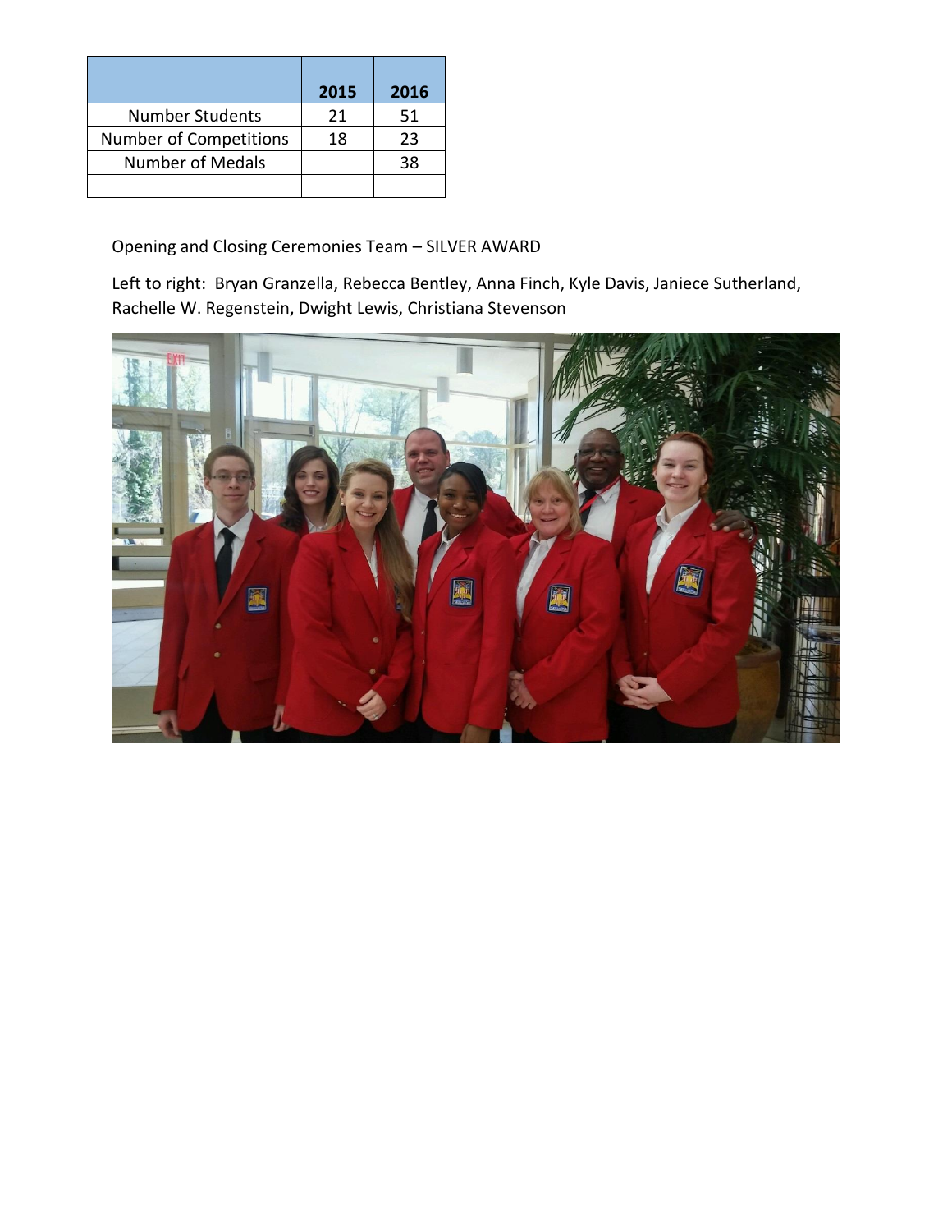| | 2015 | 2016 |
|---|---|---|
| Number Students | 21 | 51 |
| Number of Competitions | 18 | 23 |
| Number of Medals | | 38 |
| | | |

Opening and Closing Ceremonies Team – SILVER AWARD

Left to right: Bryan Granzella, Rebecca Bentley, Anna Finch, Kyle Davis, Janiece Sutherland, Rachelle W. Regenstein, Dwight Lewis, Christiana Stevenson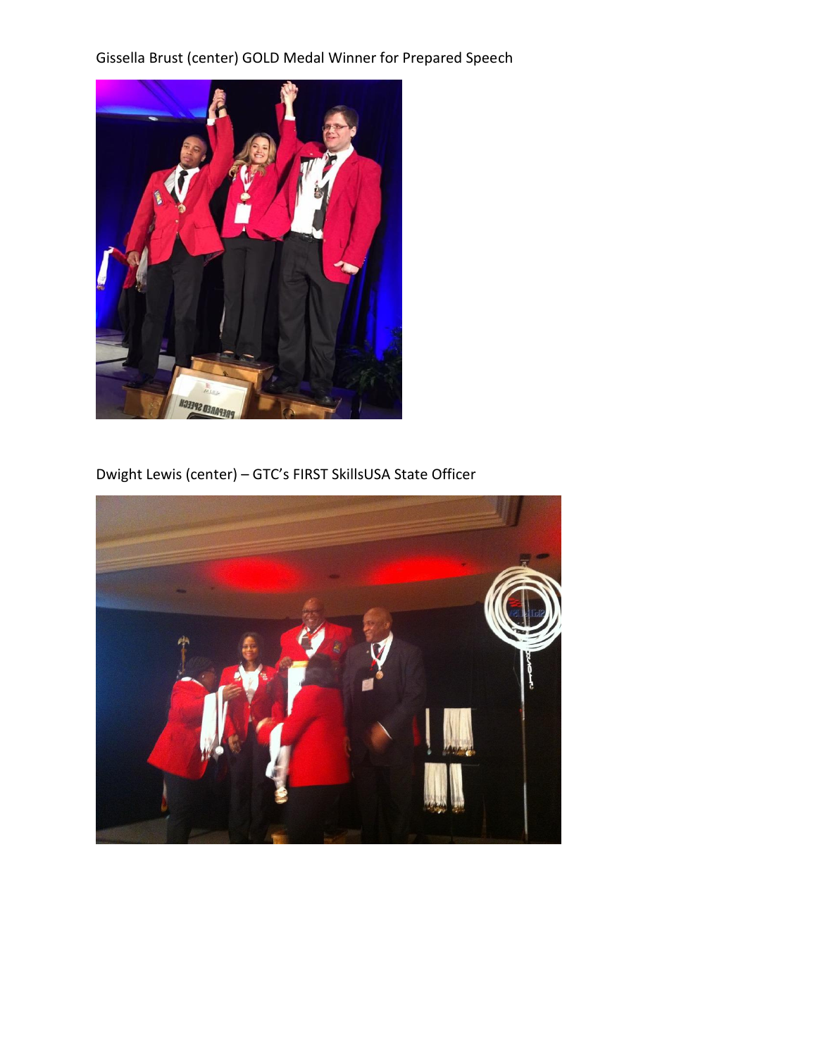Gissella Brust (center) GOLD Medal Winner for Prepared Speech

Dwight Lewis (center) – GTC's FIRST SkillsUSA State Officer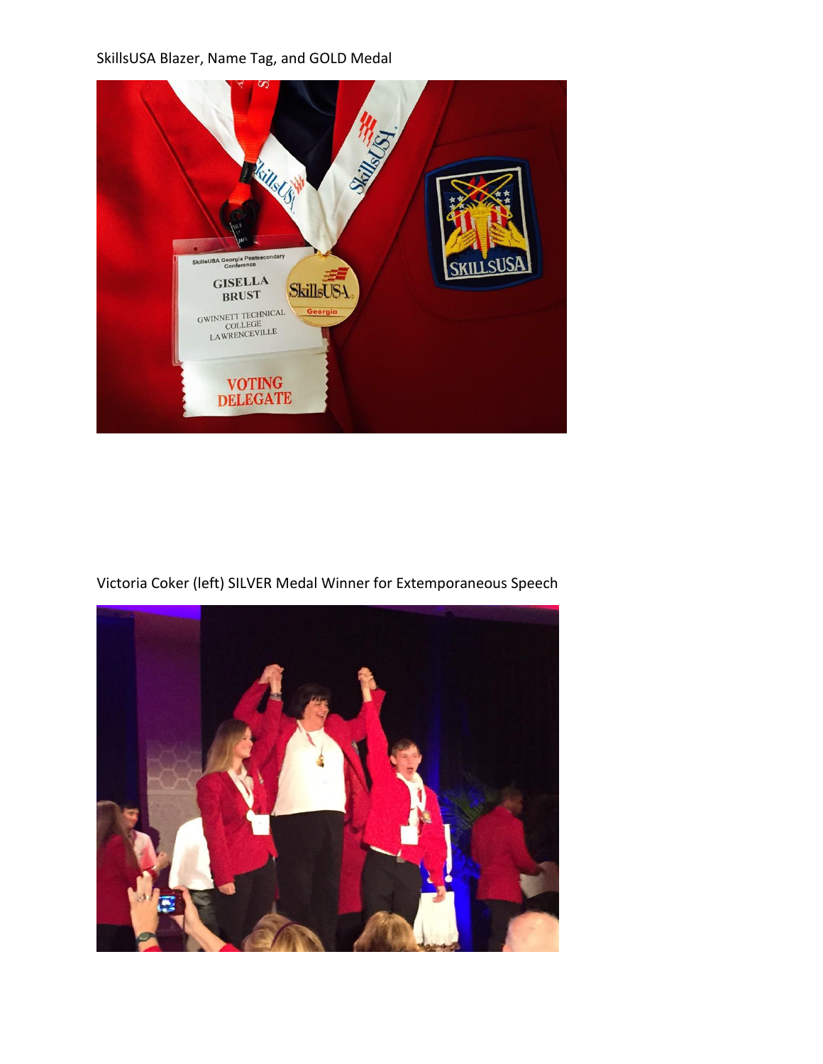SkillsUSA Blazer, Name Tag, and GOLD Medal

Victoria Coker (left) SILVER Medal Winner for Extemporaneous Speech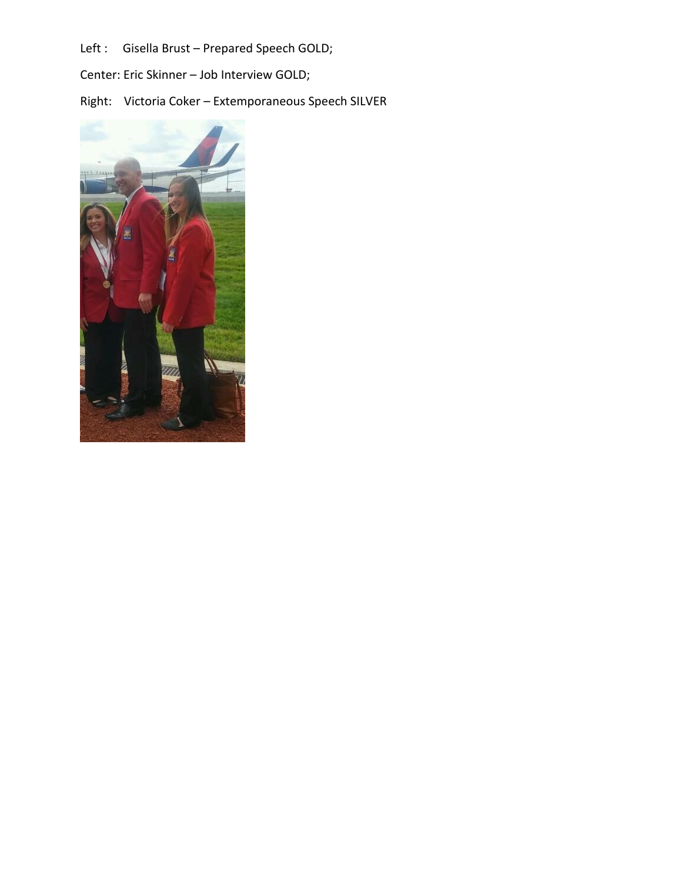Left : Gisella Brust – Prepared Speech GOLD;

Center: Eric Skinner – Job Interview GOLD;

Right: Victoria Coker – Extemporaneous Speech SILVER